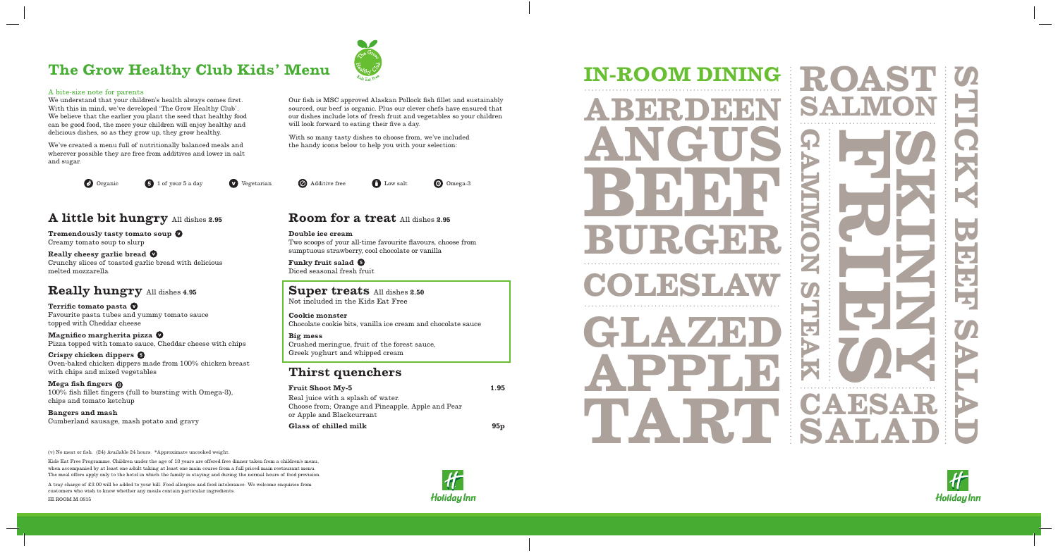# The Grow Healthy Club Kids' Menu

A bite-size note for parents

We understand that your children's health always comes first. With this in mind, we've developed 'The Grow Healthy Club'. We believe that the earlier you plant the seed that healthy food can be good food, the more your children will enjoy healthy and delicious dishes, so as they grow up, they grow healthy.

We've created a menu full of nutritionally balanced meals and wherever possible they are free from additives and lower in salt and sugar.

Our fish is MSC approved Alaskan Pollock fish fillet and sustainably sourced, our beef is organic. Plus our clever chefs have ensured that our dishes include lots of fresh fruit and vegetables so your children will look forward to eating their five a day.

With so many tasty dishes to choose from, we've included the handy icons below to help you with your selection:

Organic · 1 of your 5 a day · Vegetarian · Additive free · Low salt · Omega-3

## A little bit hungry All dishes 2.95

**Tremendously tasty tomato soup** (V)
Creamy tomato soup to slurp

**Really cheesy garlic bread** (V)
Crunchy slices of toasted garlic bread with delicious melted mozzarella

## Really hungry All dishes 4.95

**Terrific tomato pasta** (V)
Favourite pasta tubes and yummy tomato sauce topped with Cheddar cheese

**Magnifico margherita pizza** (V)
Pizza topped with tomato sauce, Cheddar cheese with chips

**Crispy chicken dippers** (5)
Oven-baked chicken dippers made from 100% chicken breast with chips and mixed vegetables

**Mega fish fingers** (Omega-3)
100% fish fillet fingers (full to bursting with Omega-3), chips and tomato ketchup

**Bangers and mash**
Cumberland sausage, mash potato and gravy

## Room for a treat All dishes 2.95

**Double ice cream**
Two scoops of your all-time favourite flavours, choose from sumptuous strawberry, cool chocolate or vanilla

**Funky fruit salad** (5)
Diced seasonal fresh fruit

## Super treats All dishes 2.50

Not included in the Kids Eat Free

**Cookie monster**
Chocolate cookie bits, vanilla ice cream and chocolate sauce

**Big mess**
Crushed meringue, fruit of the forest sauce, Greek yoghurt and whipped cream

## Thirst quenchers

**Fruit Shoot My-5** 1.95
Real juice with a splash of water.
Choose from; Orange and Pineapple, Apple and Pear or Apple and Blackcurrant

**Glass of chilled milk** 95p

(v) No meat or fish. (24) Available 24 hours. *Approximate uncooked weight.

Kids Eat Free Programme: Children under the age of 13 years are offered free dinner taken from a children's menu, when accompanied by at least one adult taking at least one main course from a full priced main restaurant menu. The meal offers apply only to the hotel in which the family is staying and during the normal hours of food provision.

A tray charge of £3.00 will be added to your bill. Food allergies and food intolerance: We welcome enquiries from customers who wish to know whether any meals contain particular ingredients.

HI ROOM M 0815

# IN-ROOM DINING

ABERDEEN ANGUS BEEF BURGER

COLESLAW

GLAZED APPLE TART

ROAST SALMON

GAMMON STEAK

FRIES

SKINNY

CAESAR SALAD

STICKY BEEF SALAD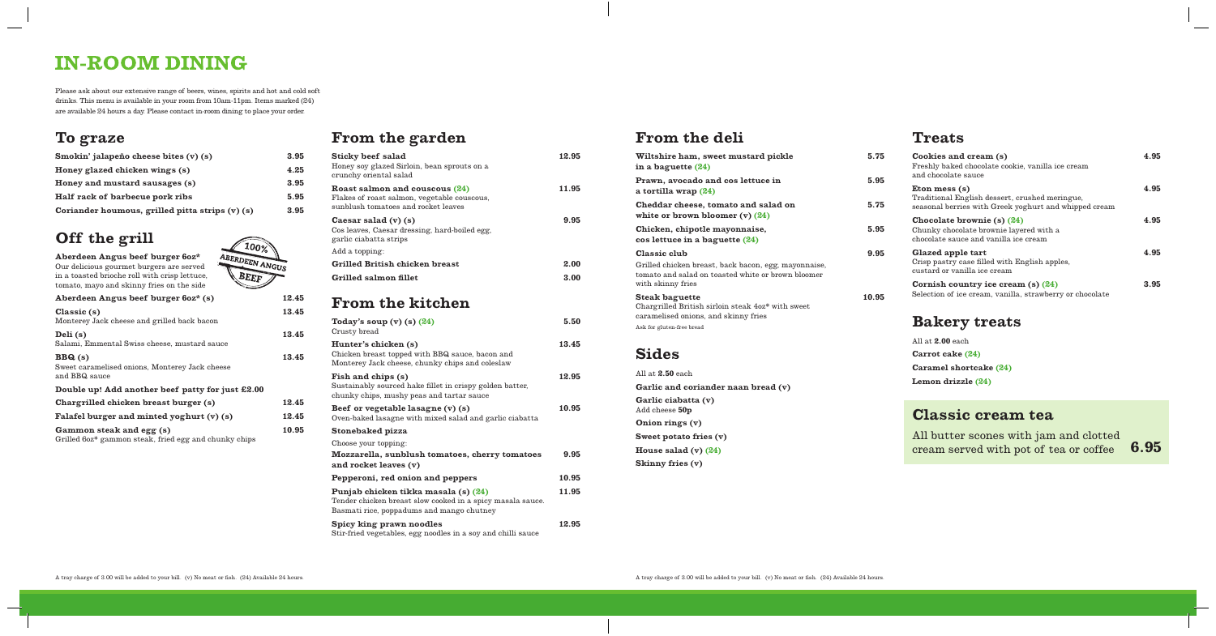# IN-ROOM DINING

Please ask about our extensive range of beers, wines, spirits and hot and cold soft drinks. This menu is available in your room from 10am-11pm. Items marked (24) are available 24 hours a day. Please contact in-room dining to place your order.

## To graze

**Smokin' jalapeño cheese bites (v) (s)** 3.95

**Honey glazed chicken wings (s)** 4.25

**Honey and mustard sausages (s)** 3.95

**Half rack of barbecue pork ribs** 5.95

**Coriander houmous, grilled pitta strips (v) (s)** 3.95

## Off the grill

100% ABERDEEN ANGUS BEEF

**Aberdeen Angus beef burger 6oz\***
Our delicious gourmet burgers are served in a toasted brioche roll with crisp lettuce, tomato, mayo and skinny fries on the side

**Aberdeen Angus beef burger 6oz\* (s)** 12.45

**Classic (s)** 13.45
Monterey Jack cheese and grilled back bacon

**Deli (s)** 13.45
Salami, Emmental Swiss cheese, mustard sauce

**BBQ (s)** 13.45
Sweet caramelised onions, Monterey Jack cheese and BBQ sauce

**Double up! Add another beef patty for just £2.00**

**Chargrilled chicken breast burger (s)** 12.45

**Falafel burger and minted yoghurt (v) (s)** 12.45

**Gammon steak and egg (s)** 10.95
Grilled 6oz\* gammon steak, fried egg and chunky chips

## From the garden

**Sticky beef salad** 12.95
Honey soy glazed Sirloin, bean sprouts on a crunchy oriental salad

**Roast salmon and couscous (24)** 11.95
Flakes of roast salmon, vegetable couscous, sunblush tomatoes and rocket leaves

**Caesar salad (v) (s)** 9.95
Cos leaves, Caesar dressing, hard-boiled egg, garlic ciabatta strips

Add a topping:

**Grilled British chicken breast** 2.00

**Grilled salmon fillet** 3.00

## From the kitchen

**Today's soup (v) (s) (24)** 5.50
Crusty bread

**Hunter's chicken (s)** 13.45
Chicken breast topped with BBQ sauce, bacon and Monterey Jack cheese, chunky chips and coleslaw

**Fish and chips (s)** 12.95
Sustainably sourced hake fillet in crispy golden batter, chunky chips, mushy peas and tartar sauce

**Beef or vegetable lasagne (v) (s)** 10.95
Oven-baked lasagne with mixed salad and garlic ciabatta

**Stonebaked pizza**

Choose your topping:

**Mozzarella, sunblush tomatoes, cherry tomatoes and rocket leaves (v)** 9.95

**Pepperoni, red onion and peppers** 10.95

**Punjab chicken tikka masala (s) (24)** 11.95
Tender chicken breast slow cooked in a spicy masala sauce. Basmati rice, poppadums and mango chutney

**Spicy king prawn noodles** 12.95
Stir-fried vegetables, egg noodles in a soy and chilli sauce

A tray charge of 3.00 will be added to your bill. (v) No meat or fish. (24) Available 24 hours.

## From the deli

**Wiltshire ham, sweet mustard pickle in a baguette (24)** 5.75

**Prawn, avocado and cos lettuce in a tortilla wrap (24)** 5.95

**Cheddar cheese, tomato and salad on white or brown bloomer (v) (24)** 5.75

**Chicken, chipotle mayonnaise, cos lettuce in a baguette (24)** 5.95

**Classic club** 9.95
Grilled chicken breast, back bacon, egg, mayonnaise, tomato and salad on toasted white or brown bloomer with skinny fries

**Steak baguette** 10.95
Chargrilled British sirloin steak 4oz\* with sweet caramelised onions, and skinny fries

Ask for gluten-free bread

## Sides

All at **2.50** each

**Garlic and coriander naan bread (v)**

**Garlic ciabatta (v)**
Add cheese **50p**

**Onion rings (v)**

**Sweet potato fries (v)**

**House salad (v) (24)**

**Skinny fries (v)**

## Treats

**Cookies and cream (s)** 4.95
Freshly baked chocolate cookie, vanilla ice cream and chocolate sauce

**Eton mess (s)** 4.95
Traditional English dessert, crushed meringue, seasonal berries with Greek yoghurt and whipped cream

**Chocolate brownie (s) (24)** 4.95
Chunky chocolate brownie layered with a chocolate sauce and vanilla ice cream

**Glazed apple tart** 4.95
Crisp pastry case filled with English apples, custard or vanilla ice cream

**Cornish country ice cream (s) (24)** 3.95
Selection of ice cream, vanilla, strawberry or chocolate

## Bakery treats

All at **2.00** each

**Carrot cake (24)**

**Caramel shortcake (24)**

**Lemon drizzle (24)**

## Classic cream tea

All butter scones with jam and clotted cream served with pot of tea or coffee **6.95**

A tray charge of 3.00 will be added to your bill. (v) No meat or fish. (24) Available 24 hours.